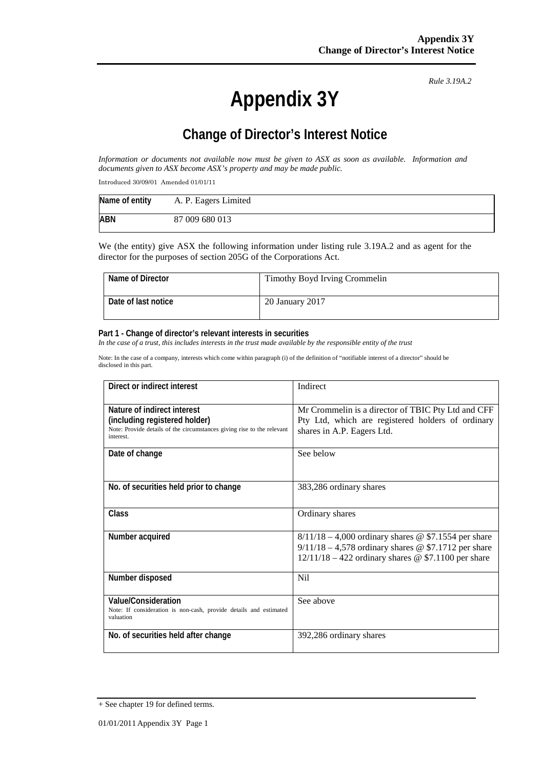*Rule 3.19A.2*

# Appendix 3Y

## Change of Director's Interest Notice

*Information or documents not available now must be given to ASX as soon as available. Information and documents given to ASX become ASX's property and may be made public.*

Introduced 30/09/01 Amended 01/01/11

| Name of entity | A. P. Eagers Limited |
|---|---|
| ABN | 87 009 680 013 |

We (the entity) give ASX the following information under listing rule 3.19A.2 and as agent for the director for the purposes of section 205G of the Corporations Act.

| Name of Director | Timothy Boyd Irving Crommelin |
|---|---|
| Date of last notice | 20 January 2017 |

**Part 1 - Change of director's relevant interests in securities**

*In the case of a trust, this includes interests in the trust made available by the responsible entity of the trust*

Note: In the case of a company, interests which come within paragraph (i) of the definition of "notifiable interest of a director" should be disclosed in this part.

| Direct or indirect interest | Indirect |
|---|---|
| **Nature of indirect interest (including registered holder)** Note: Provide details of the circumstances giving rise to the relevant interest. | Mr Crommelin is a director of TBIC Pty Ltd and CFF Pty Ltd, which are registered holders of ordinary shares in A.P. Eagers Ltd. |
| **Date of change** | See below |
| **No. of securities held prior to change** | 383,286 ordinary shares |
| **Class** | Ordinary shares |
| **Number acquired** | 8/11/18 – 4,000 ordinary shares @ $7.1554 per share<br>9/11/18 – 4,578 ordinary shares @ $7.1712 per share<br>12/11/18 – 422 ordinary shares @ $7.1100 per share |
| **Number disposed** | Nil |
| **Value/Consideration** Note: If consideration is non-cash, provide details and estimated valuation | See above |
| **No. of securities held after change** | 392,286 ordinary shares |

+ See chapter 19 for defined terms.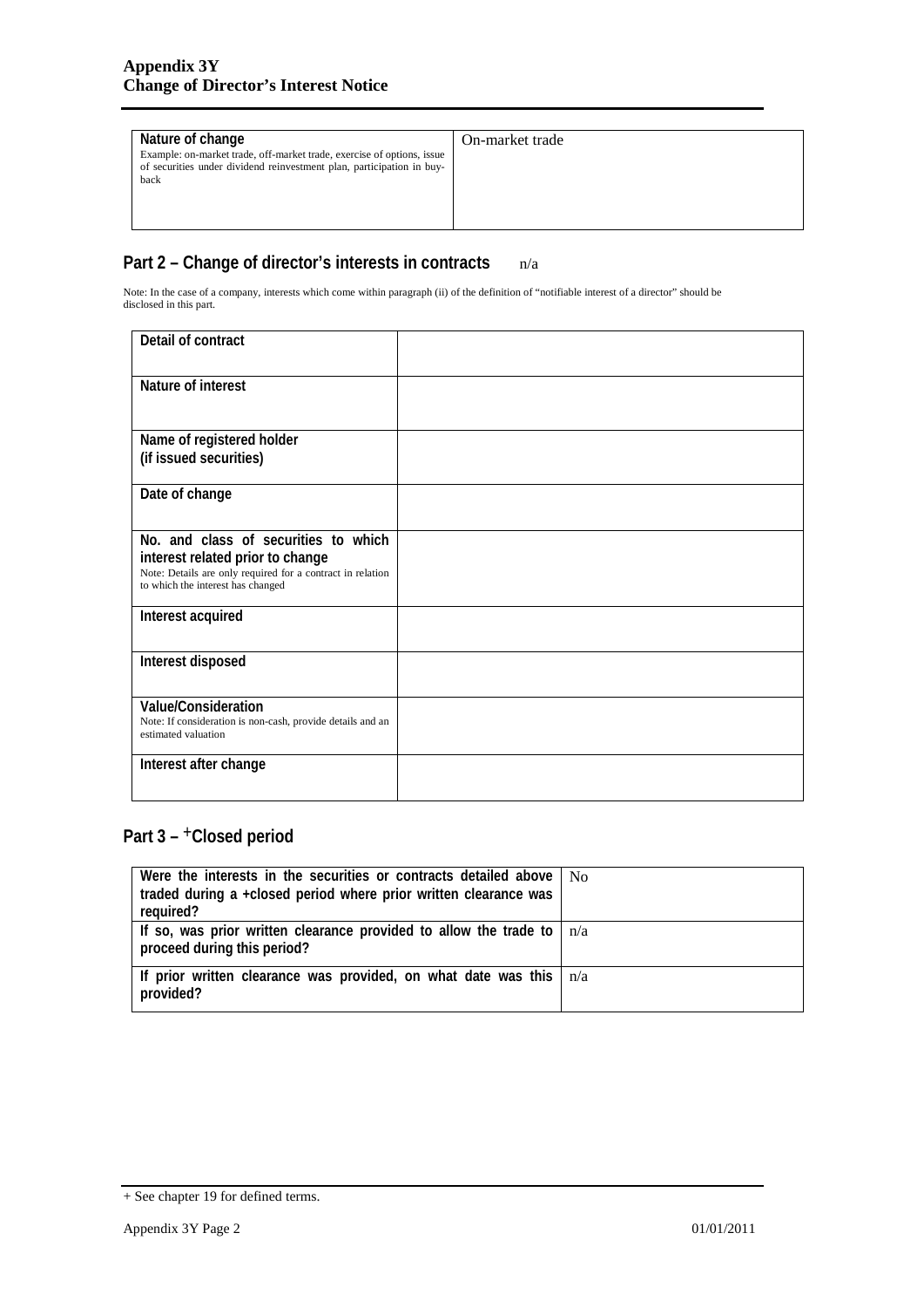| | |
|---|---|
| **Nature of change**<br>Example: on-market trade, off-market trade, exercise of options, issue of securities under dividend reinvestment plan, participation in buy-back | On-market trade |

## Part 2 – Change of director's interests in contracts n/a

Note: In the case of a company, interests which come within paragraph (ii) of the definition of "notifiable interest of a director" should be disclosed in this part.

| | |
|---|---|
| **Detail of contract** | |
| **Nature of interest** | |
| **Name of registered holder (if issued securities)** | |
| **Date of change** | |
| **No. and class of securities to which interest related prior to change**<br>Note: Details are only required for a contract in relation to which the interest has changed | |
| **Interest acquired** | |
| **Interest disposed** | |
| **Value/Consideration**<br>Note: If consideration is non-cash, provide details and an estimated valuation | |
| **Interest after change** | |

## Part 3 – +Closed period

| | |
|---|---|
| **Were the interests in the securities or contracts detailed above traded during a +closed period where prior written clearance was required?** | No |
| **If so, was prior written clearance provided to allow the trade to proceed during this period?** | n/a |
| **If prior written clearance was provided, on what date was this provided?** | n/a |

+ See chapter 19 for defined terms.